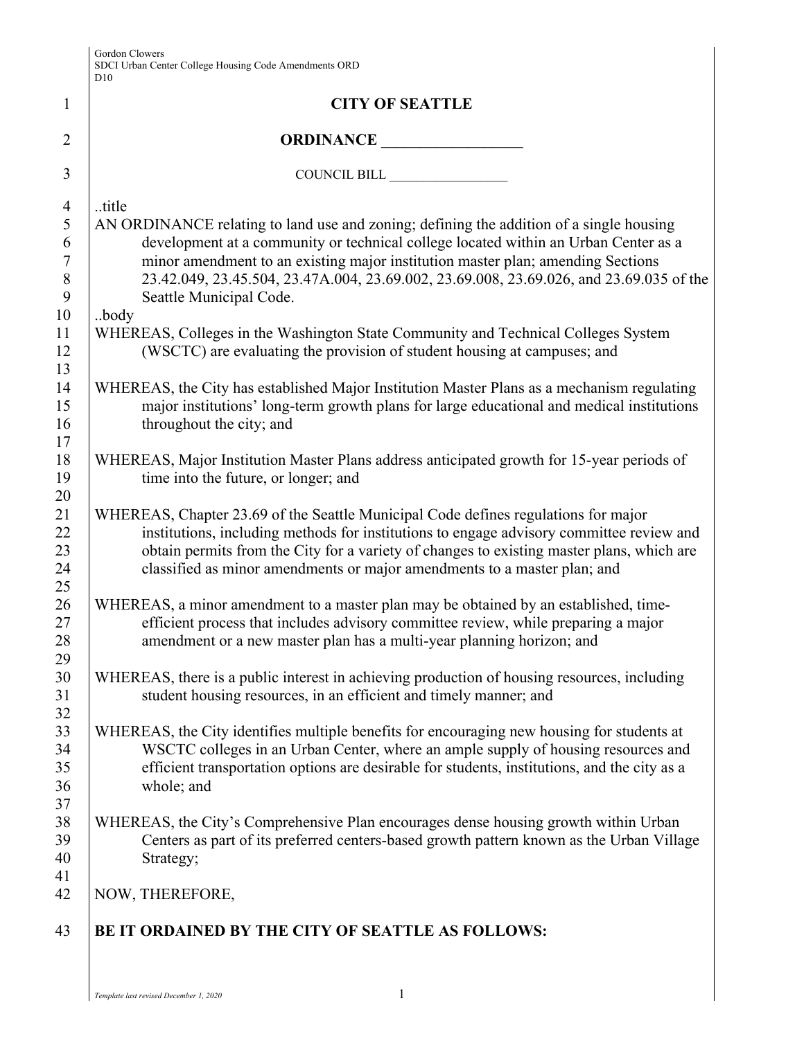# CITY OF SEATTLE

## ORDINANCE __________________

COUNCIL BILL __________________

..title

AN ORDINANCE relating to land use and zoning; defining the addition of a single housing development at a community or technical college located within an Urban Center as a minor amendment to an existing major institution master plan; amending Sections 23.42.049, 23.45.504, 23.47A.004, 23.69.002, 23.69.008, 23.69.026, and 23.69.035 of the Seattle Municipal Code.

..body

WHEREAS, Colleges in the Washington State Community and Technical Colleges System (WSCTC) are evaluating the provision of student housing at campuses; and

WHEREAS, the City has established Major Institution Master Plans as a mechanism regulating major institutions' long-term growth plans for large educational and medical institutions throughout the city; and

WHEREAS, Major Institution Master Plans address anticipated growth for 15-year periods of time into the future, or longer; and

WHEREAS, Chapter 23.69 of the Seattle Municipal Code defines regulations for major institutions, including methods for institutions to engage advisory committee review and obtain permits from the City for a variety of changes to existing master plans, which are classified as minor amendments or major amendments to a master plan; and

WHEREAS, a minor amendment to a master plan may be obtained by an established, time-efficient process that includes advisory committee review, while preparing a major amendment or a new master plan has a multi-year planning horizon; and

WHEREAS, there is a public interest in achieving production of housing resources, including student housing resources, in an efficient and timely manner; and

WHEREAS, the City identifies multiple benefits for encouraging new housing for students at WSCTC colleges in an Urban Center, where an ample supply of housing resources and efficient transportation options are desirable for students, institutions, and the city as a whole; and

WHEREAS, the City's Comprehensive Plan encourages dense housing growth within Urban Centers as part of its preferred centers-based growth pattern known as the Urban Village Strategy;

NOW, THEREFORE,

**BE IT ORDAINED BY THE CITY OF SEATTLE AS FOLLOWS:**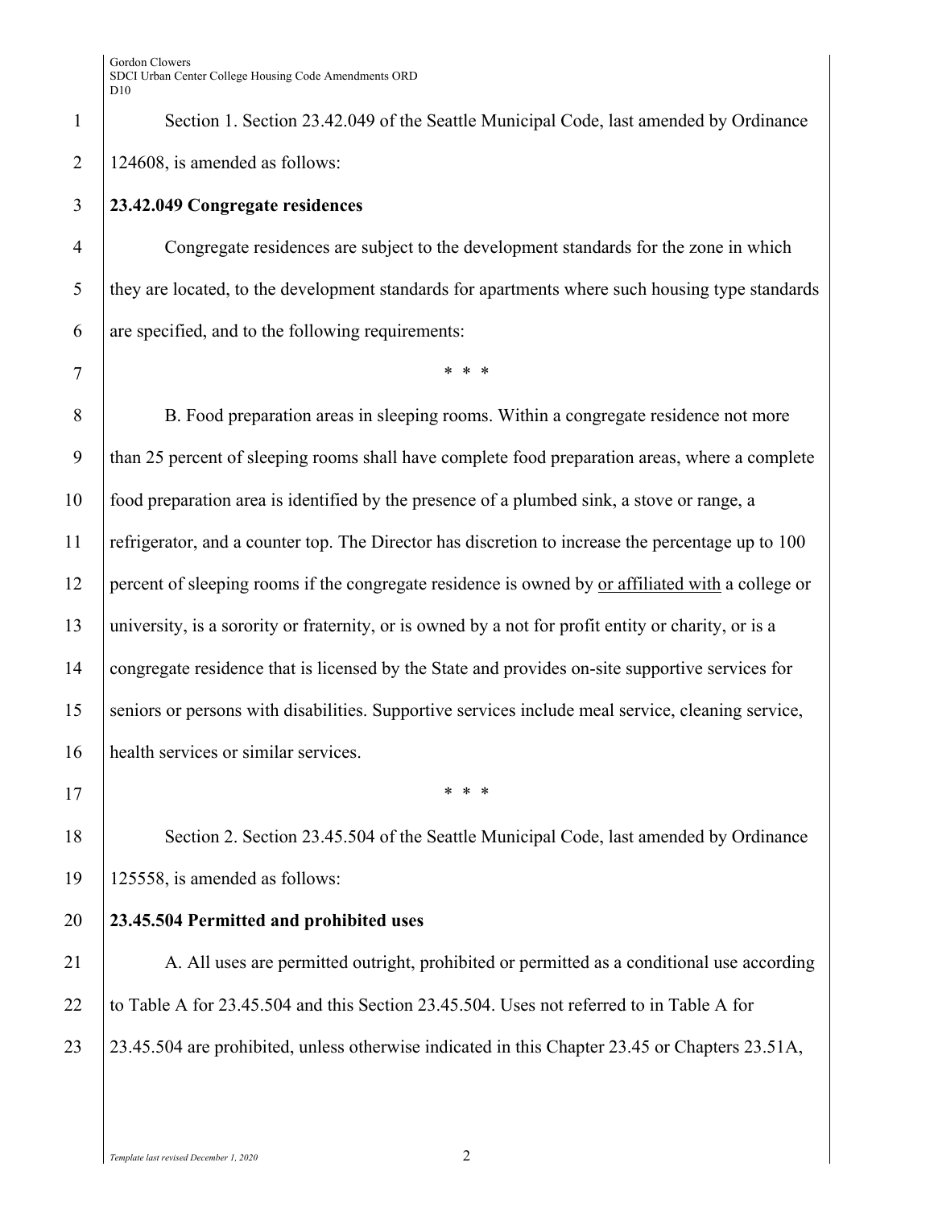Section 1. Section 23.42.049 of the Seattle Municipal Code, last amended by Ordinance 124608, is amended as follows:

**23.42.049 Congregate residences**

Congregate residences are subject to the development standards for the zone in which they are located, to the development standards for apartments where such housing type standards are specified, and to the following requirements:

\* \* \*

B. Food preparation areas in sleeping rooms. Within a congregate residence not more than 25 percent of sleeping rooms shall have complete food preparation areas, where a complete food preparation area is identified by the presence of a plumbed sink, a stove or range, a refrigerator, and a counter top. The Director has discretion to increase the percentage up to 100 percent of sleeping rooms if the congregate residence is owned by <u>or affiliated with</u> a college or university, is a sorority or fraternity, or is owned by a not for profit entity or charity, or is a congregate residence that is licensed by the State and provides on-site supportive services for seniors or persons with disabilities. Supportive services include meal service, cleaning service, health services or similar services.

\* \* \*

Section 2. Section 23.45.504 of the Seattle Municipal Code, last amended by Ordinance 125558, is amended as follows:

**23.45.504 Permitted and prohibited uses**

A. All uses are permitted outright, prohibited or permitted as a conditional use according to Table A for 23.45.504 and this Section 23.45.504. Uses not referred to in Table A for 23.45.504 are prohibited, unless otherwise indicated in this Chapter 23.45 or Chapters 23.51A,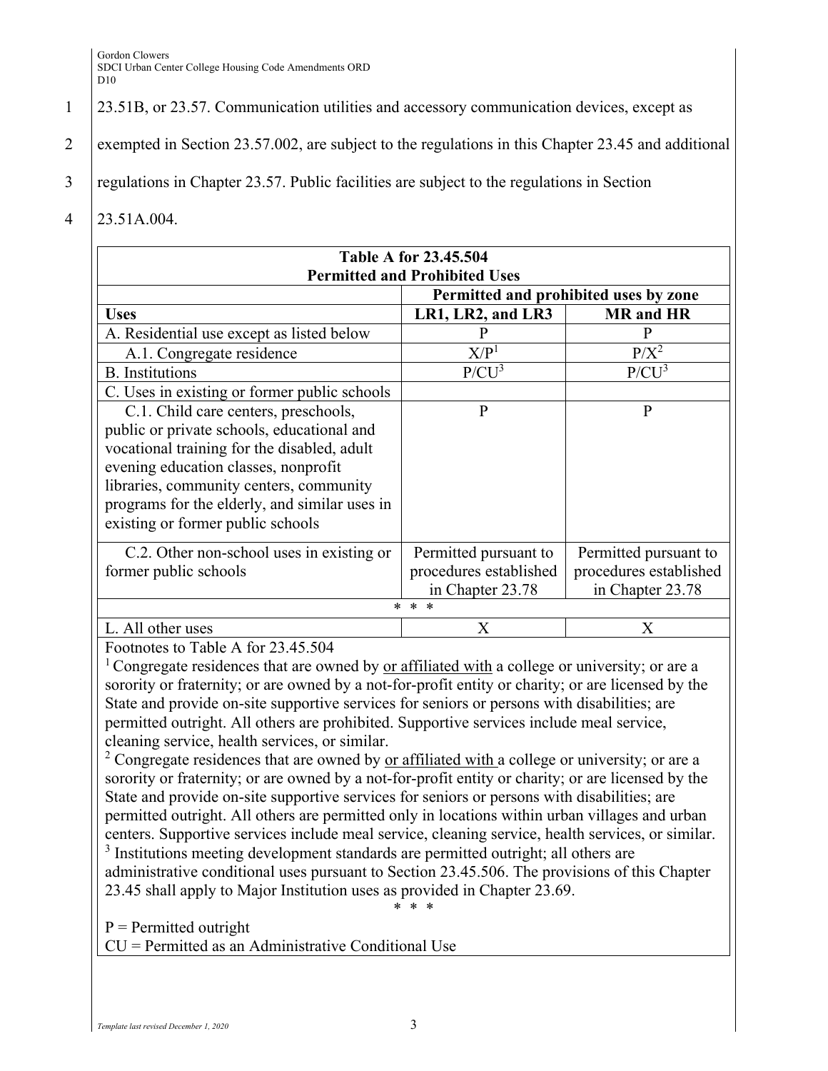23.51B, or 23.57. Communication utilities and accessory communication devices, except as exempted in Section 23.57.002, are subject to the regulations in this Chapter 23.45 and additional regulations in Chapter 23.57. Public facilities are subject to the regulations in Section 23.51A.004.

| Table A for 23.45.504 Permitted and Prohibited Uses | | |
|---|---|---|
| | Permitted and prohibited uses by zone | |
| **Uses** | **LR1, LR2, and LR3** | **MR and HR** |
| A. Residential use except as listed below | P | P |
| A.1. Congregate residence | X/P[1] | P/X[2] |
| B. Institutions | P/CU[3] | P/CU[3] |
| C. Uses in existing or former public schools | | |
| C.1. Child care centers, preschools, public or private schools, educational and vocational training for the disabled, adult evening education classes, nonprofit libraries, community centers, community programs for the elderly, and similar uses in existing or former public schools | P | P |
| C.2. Other non-school uses in existing or former public schools | Permitted pursuant to procedures established in Chapter 23.78 | Permitted pursuant to procedures established in Chapter 23.78 |
| * * * | | |
| L. All other uses | X | X |

Footnotes to Table A for 23.45.504

[1] Congregate residences that are owned by <u>or affiliated with</u> a college or university; or are a sorority or fraternity; or are owned by a not-for-profit entity or charity; or are licensed by the State and provide on-site supportive services for seniors or persons with disabilities; are permitted outright. All others are prohibited. Supportive services include meal service, cleaning service, health services, or similar.

[2] Congregate residences that are owned by <u>or affiliated with</u> a college or university; or are a sorority or fraternity; or are owned by a not-for-profit entity or charity; or are licensed by the State and provide on-site supportive services for seniors or persons with disabilities; are permitted outright. All others are permitted only in locations within urban villages and urban centers. Supportive services include meal service, cleaning service, health services, or similar.

[3] Institutions meeting development standards are permitted outright; all others are administrative conditional uses pursuant to Section 23.45.506. The provisions of this Chapter 23.45 shall apply to Major Institution uses as provided in Chapter 23.69.

\* \* \*

P = Permitted outright

CU = Permitted as an Administrative Conditional Use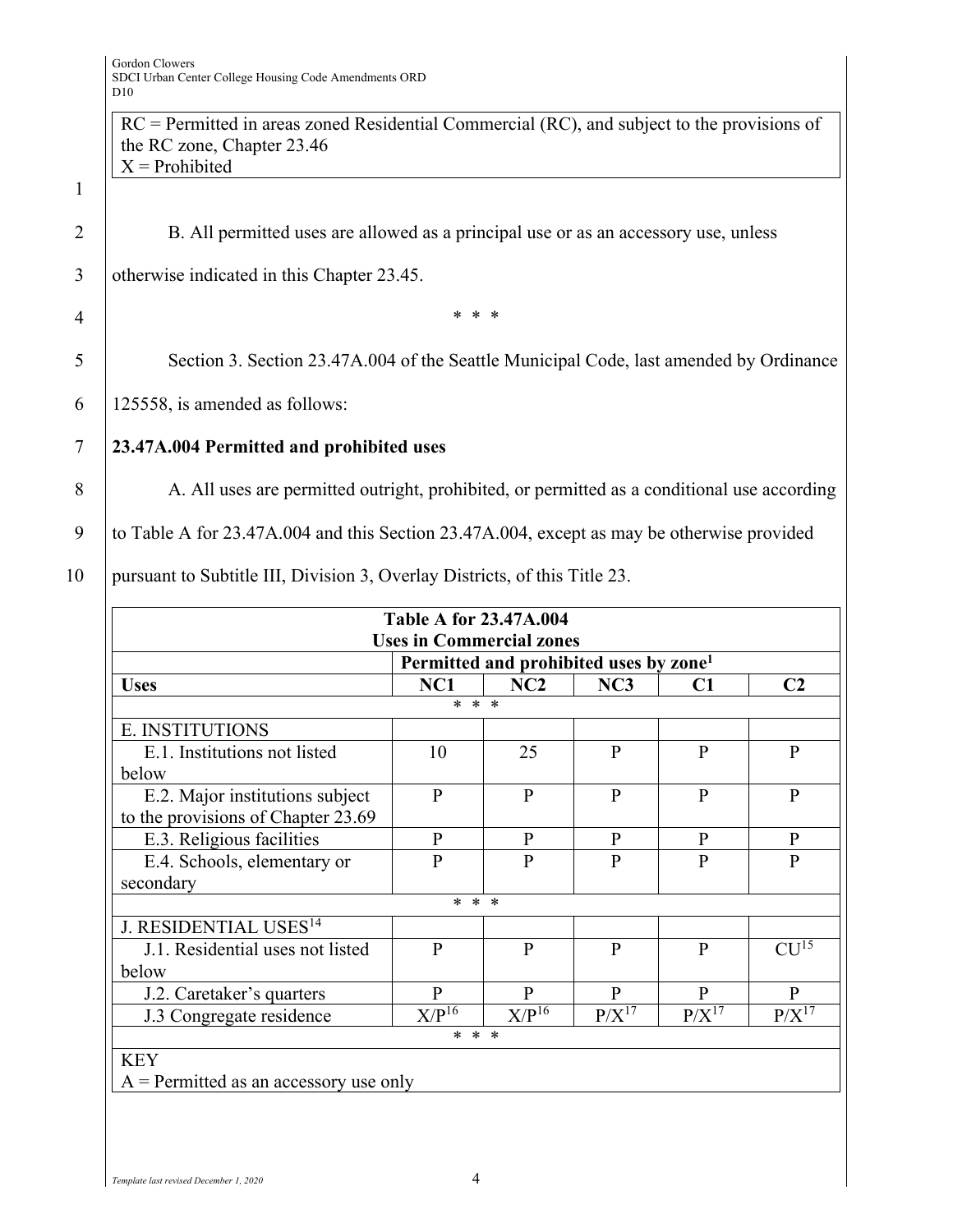RC = Permitted in areas zoned Residential Commercial (RC), and subject to the provisions of the RC zone, Chapter 23.46
X = Prohibited

B. All permitted uses are allowed as a principal use or as an accessory use, unless otherwise indicated in this Chapter 23.45.

\* \* \*

Section 3. Section 23.47A.004 of the Seattle Municipal Code, last amended by Ordinance 125558, is amended as follows:

**23.47A.004 Permitted and prohibited uses**

A. All uses are permitted outright, prohibited, or permitted as a conditional use according to Table A for 23.47A.004 and this Section 23.47A.004, except as may be otherwise provided pursuant to Subtitle III, Division 3, Overlay Districts, of this Title 23.

| **Table A for 23.47A.004 Uses in Commercial zones** | | | | | |
|---|---|---|---|---|---|
| | **Permitted and prohibited uses by zone[1]** | | | | |
| **Uses** | **NC1** | **NC2** | **NC3** | **C1** | **C2** |
| * * * | | | | | |
| E. INSTITUTIONS | | | | | |
| E.1. Institutions not listed below | 10 | 25 | P | P | P |
| E.2. Major institutions subject to the provisions of Chapter 23.69 | P | P | P | P | P |
| E.3. Religious facilities | P | P | P | P | P |
| E.4. Schools, elementary or secondary | P | P | P | P | P |
| * * * | | | | | |
| J. RESIDENTIAL USES[14] | | | | | |
| J.1. Residential uses not listed below | P | P | P | P | CU[15] |
| J.2. Caretaker's quarters | P | P | P | P | P |
| J.3 Congregate residence | X/P[16] | X/P[16] | P/X[17] | P/X[17] | P/X[17] |
| * * * | | | | | |
| KEY<br>A = Permitted as an accessory use only | | | | | |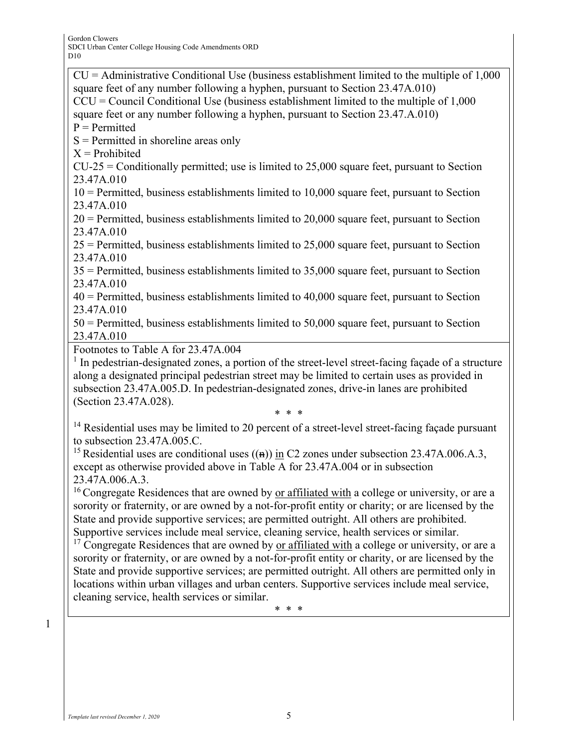CU = Administrative Conditional Use (business establishment limited to the multiple of 1,000 square feet of any number following a hyphen, pursuant to Section 23.47A.010)
CCU = Council Conditional Use (business establishment limited to the multiple of 1,000 square feet or any number following a hyphen, pursuant to Section 23.47.A.010)
P = Permitted
S = Permitted in shoreline areas only
X = Prohibited
CU-25 = Conditionally permitted; use is limited to 25,000 square feet, pursuant to Section 23.47A.010
10 = Permitted, business establishments limited to 10,000 square feet, pursuant to Section 23.47A.010
20 = Permitted, business establishments limited to 20,000 square feet, pursuant to Section 23.47A.010
25 = Permitted, business establishments limited to 25,000 square feet, pursuant to Section 23.47A.010
35 = Permitted, business establishments limited to 35,000 square feet, pursuant to Section 23.47A.010
40 = Permitted, business establishments limited to 40,000 square feet, pursuant to Section 23.47A.010
50 = Permitted, business establishments limited to 50,000 square feet, pursuant to Section 23.47A.010

Footnotes to Table A for 23.47A.004

[1] In pedestrian-designated zones, a portion of the street-level street-facing façade of a structure along a designated principal pedestrian street may be limited to certain uses as provided in subsection 23.47A.005.D. In pedestrian-designated zones, drive-in lanes are prohibited (Section 23.47A.028).

\* \* \*

[14] Residential uses may be limited to 20 percent of a street-level street-facing façade pursuant to subsection 23.47A.005.C.

[15] Residential uses are conditional uses ((~~n~~)) in C2 zones under subsection 23.47A.006.A.3, except as otherwise provided above in Table A for 23.47A.004 or in subsection 23.47A.006.A.3.

[16] Congregate Residences that are owned by or affiliated with a college or university, or are a sorority or fraternity, or are owned by a not-for-profit entity or charity; or are licensed by the State and provide supportive services; are permitted outright. All others are prohibited. Supportive services include meal service, cleaning service, health services or similar.

[17] Congregate Residences that are owned by or affiliated with a college or university, or are a sorority or fraternity, or are owned by a not-for-profit entity or charity, or are licensed by the State and provide supportive services; are permitted outright. All others are permitted only in locations within urban villages and urban centers. Supportive services include meal service, cleaning service, health services or similar.

\* \* \*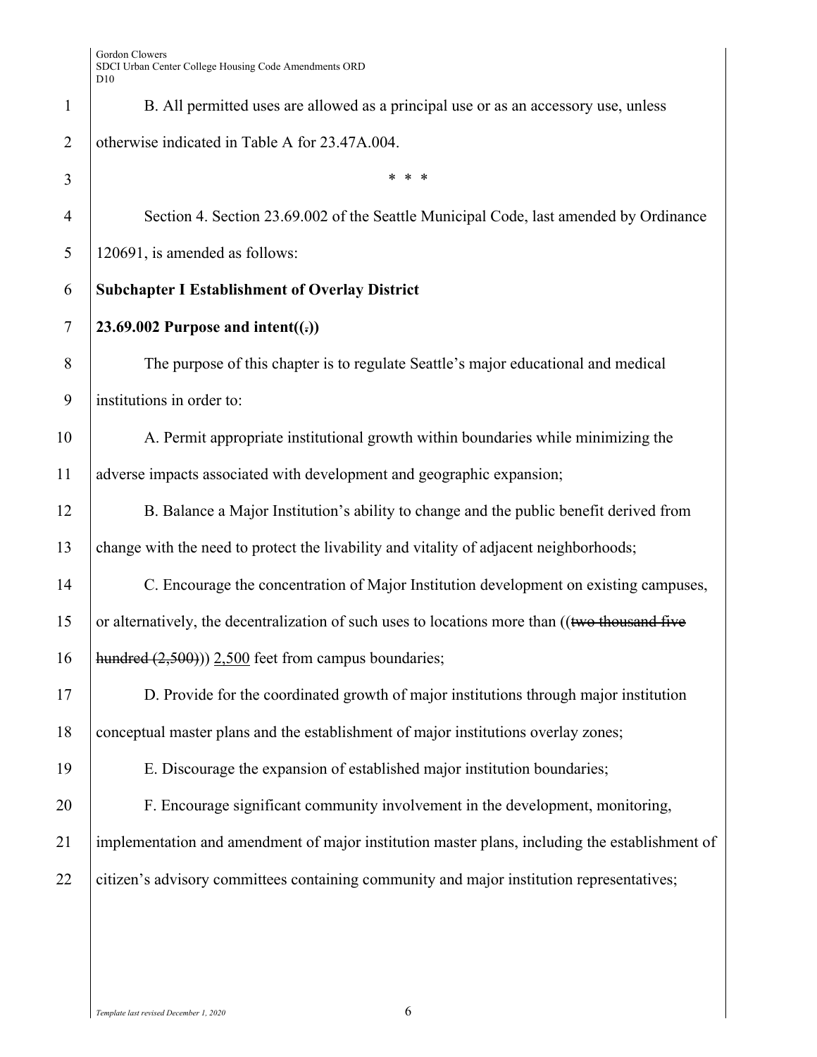B. All permitted uses are allowed as a principal use or as an accessory use, unless otherwise indicated in Table A for 23.47A.004.

\* \* \*

Section 4. Section 23.69.002 of the Seattle Municipal Code, last amended by Ordinance 120691, is amended as follows:

**Subchapter I Establishment of Overlay District**

**23.69.002 Purpose and intent((~~.~~))**

The purpose of this chapter is to regulate Seattle's major educational and medical institutions in order to:

A. Permit appropriate institutional growth within boundaries while minimizing the adverse impacts associated with development and geographic expansion;

B. Balance a Major Institution's ability to change and the public benefit derived from change with the need to protect the livability and vitality of adjacent neighborhoods;

C. Encourage the concentration of Major Institution development on existing campuses, or alternatively, the decentralization of such uses to locations more than ((~~two thousand five hundred (2,500)~~)) <u>2,500</u> feet from campus boundaries;

D. Provide for the coordinated growth of major institutions through major institution conceptual master plans and the establishment of major institutions overlay zones;

E. Discourage the expansion of established major institution boundaries;

F. Encourage significant community involvement in the development, monitoring, implementation and amendment of major institution master plans, including the establishment of citizen's advisory committees containing community and major institution representatives;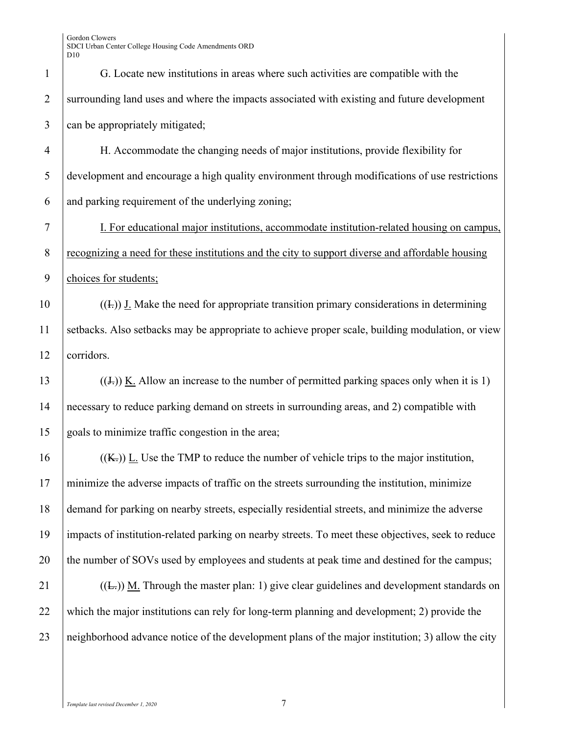G. Locate new institutions in areas where such activities are compatible with the surrounding land uses and where the impacts associated with existing and future development can be appropriately mitigated;

H. Accommodate the changing needs of major institutions, provide flexibility for development and encourage a high quality environment through modifications of use restrictions and parking requirement of the underlying zoning;

I. For educational major institutions, accommodate institution-related housing on campus, recognizing a need for these institutions and the city to support diverse and affordable housing choices for students;

((I.)) J. Make the need for appropriate transition primary considerations in determining setbacks. Also setbacks may be appropriate to achieve proper scale, building modulation, or view corridors.

((J.)) K. Allow an increase to the number of permitted parking spaces only when it is 1) necessary to reduce parking demand on streets in surrounding areas, and 2) compatible with goals to minimize traffic congestion in the area;

((K.)) L. Use the TMP to reduce the number of vehicle trips to the major institution, minimize the adverse impacts of traffic on the streets surrounding the institution, minimize demand for parking on nearby streets, especially residential streets, and minimize the adverse impacts of institution-related parking on nearby streets. To meet these objectives, seek to reduce the number of SOVs used by employees and students at peak time and destined for the campus;

((L.)) M. Through the master plan: 1) give clear guidelines and development standards on which the major institutions can rely for long-term planning and development; 2) provide the neighborhood advance notice of the development plans of the major institution; 3) allow the city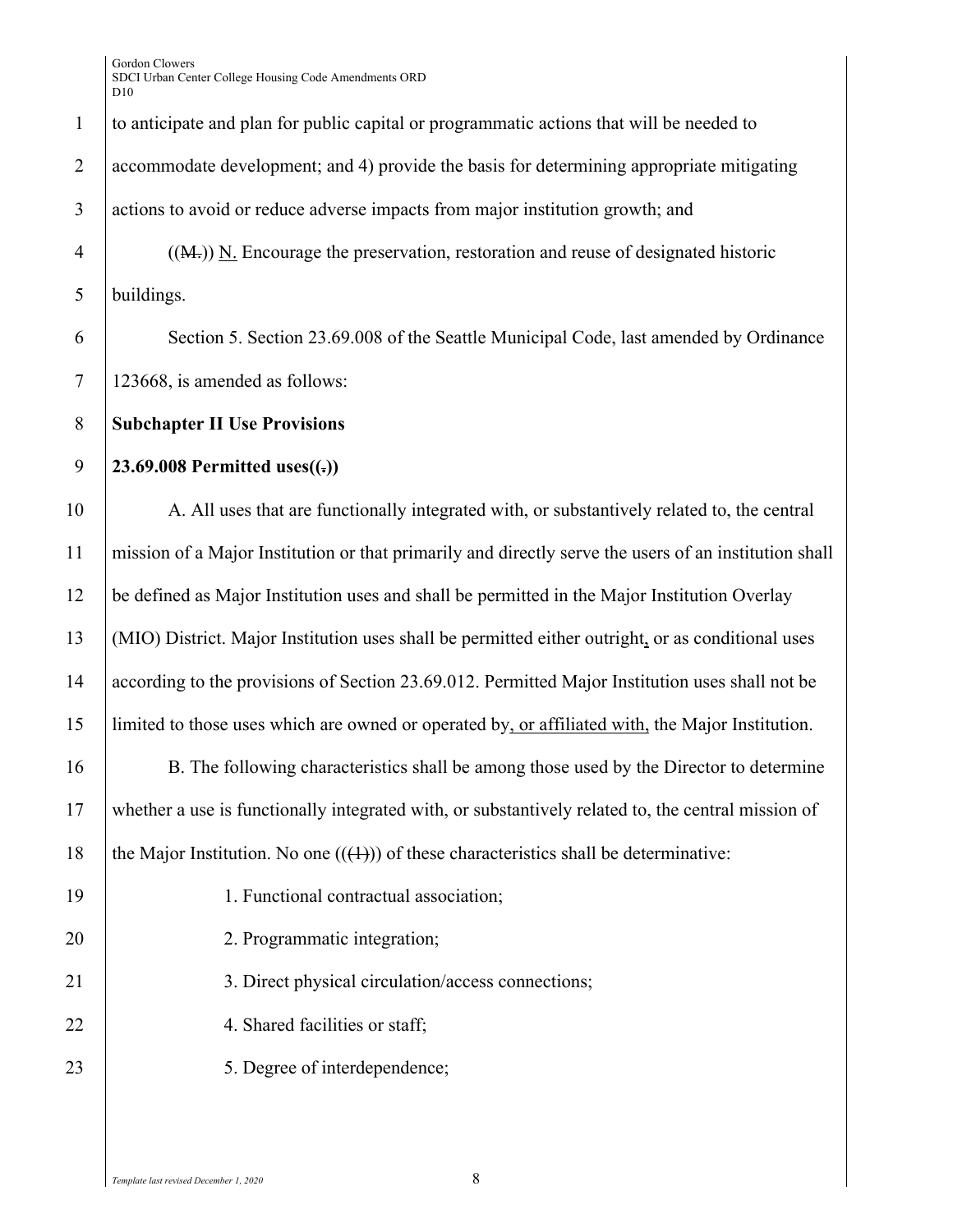to anticipate and plan for public capital or programmatic actions that will be needed to accommodate development; and 4) provide the basis for determining appropriate mitigating actions to avoid or reduce adverse impacts from major institution growth; and

((~~M.~~)) N. Encourage the preservation, restoration and reuse of designated historic buildings.

Section 5. Section 23.69.008 of the Seattle Municipal Code, last amended by Ordinance 123668, is amended as follows:

**Subchapter II Use Provisions**

**23.69.008 Permitted uses((~~.~~))**

A. All uses that are functionally integrated with, or substantively related to, the central mission of a Major Institution or that primarily and directly serve the users of an institution shall be defined as Major Institution uses and shall be permitted in the Major Institution Overlay (MIO) District. Major Institution uses shall be permitted either outright, or as conditional uses according to the provisions of Section 23.69.012. Permitted Major Institution uses shall not be limited to those uses which are owned or operated by, or affiliated with, the Major Institution.

B. The following characteristics shall be among those used by the Director to determine whether a use is functionally integrated with, or substantively related to, the central mission of the Major Institution. No one ((~~(1)~~)) of these characteristics shall be determinative:

1. Functional contractual association;

2. Programmatic integration;

3. Direct physical circulation/access connections;

4. Shared facilities or staff;

5. Degree of interdependence;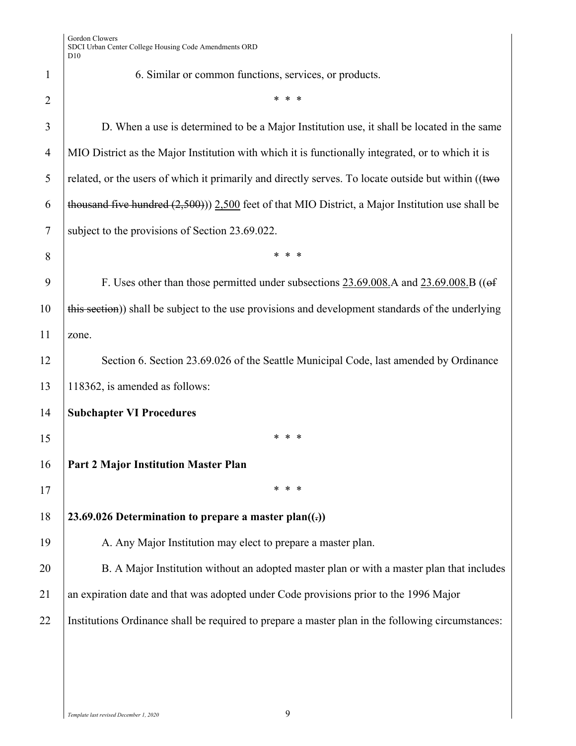6. Similar or common functions, services, or products.

\* \* \*

D. When a use is determined to be a Major Institution use, it shall be located in the same MIO District as the Major Institution with which it is functionally integrated, or to which it is related, or the users of which it primarily and directly serves. To locate outside but within ((~~two thousand five hundred (2,500)~~)) 2,500 feet of that MIO District, a Major Institution use shall be subject to the provisions of Section 23.69.022.

\* \* \*

F. Uses other than those permitted under subsections 23.69.008.A and 23.69.008.B ((~~of this section~~)) shall be subject to the use provisions and development standards of the underlying zone.

Section 6. Section 23.69.026 of the Seattle Municipal Code, last amended by Ordinance 118362, is amended as follows:

**Subchapter VI Procedures**

\* \* \*

**Part 2 Major Institution Master Plan**

\* \* \*

**23.69.026 Determination to prepare a master plan((~~.~~))**

A. Any Major Institution may elect to prepare a master plan.

B. A Major Institution without an adopted master plan or with a master plan that includes an expiration date and that was adopted under Code provisions prior to the 1996 Major Institutions Ordinance shall be required to prepare a master plan in the following circumstances: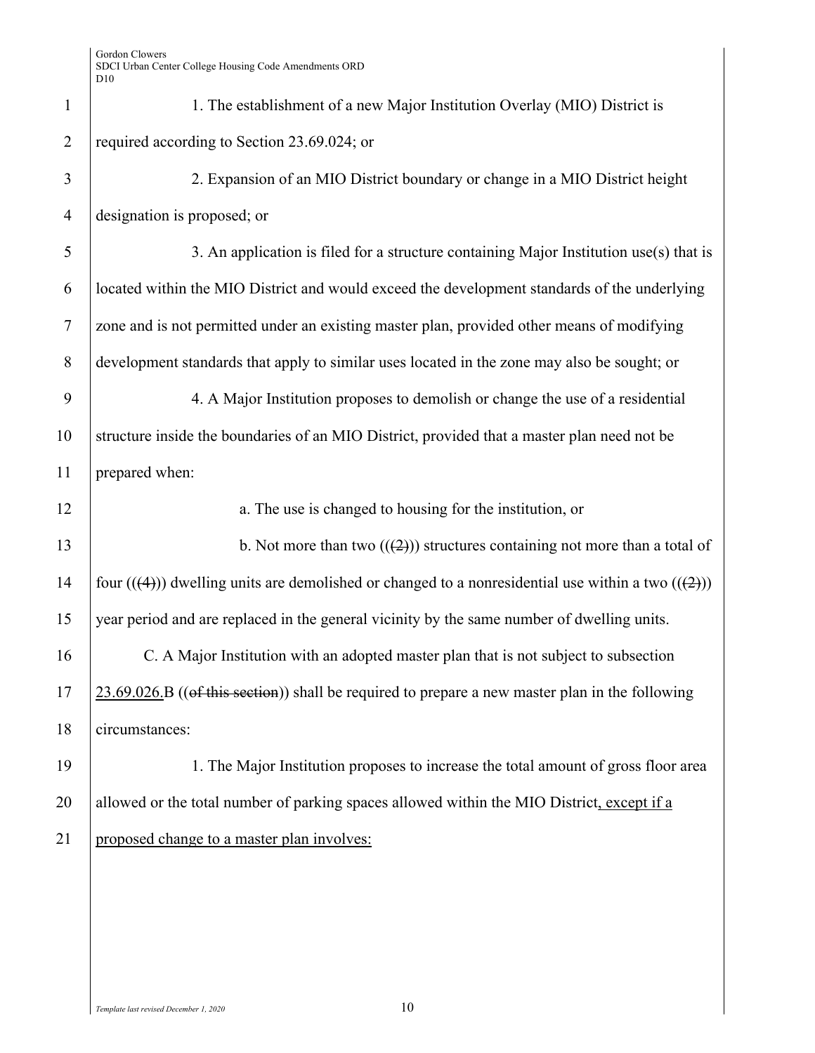1. The establishment of a new Major Institution Overlay (MIO) District is required according to Section 23.69.024; or

2. Expansion of an MIO District boundary or change in a MIO District height designation is proposed; or

3. An application is filed for a structure containing Major Institution use(s) that is located within the MIO District and would exceed the development standards of the underlying zone and is not permitted under an existing master plan, provided other means of modifying development standards that apply to similar uses located in the zone may also be sought; or

4. A Major Institution proposes to demolish or change the use of a residential structure inside the boundaries of an MIO District, provided that a master plan need not be prepared when:

a. The use is changed to housing for the institution, or

b. Not more than two ((~~(2)~~)) structures containing not more than a total of four ((~~(4)~~)) dwelling units are demolished or changed to a nonresidential use within a two ((~~(2)~~)) year period and are replaced in the general vicinity by the same number of dwelling units.

C. A Major Institution with an adopted master plan that is not subject to subsection <u>23.69.026.</u>B ((~~of this section~~)) shall be required to prepare a new master plan in the following circumstances:

1. The Major Institution proposes to increase the total amount of gross floor area allowed or the total number of parking spaces allowed within the MIO District<u>, except if a proposed change to a master plan involves:</u>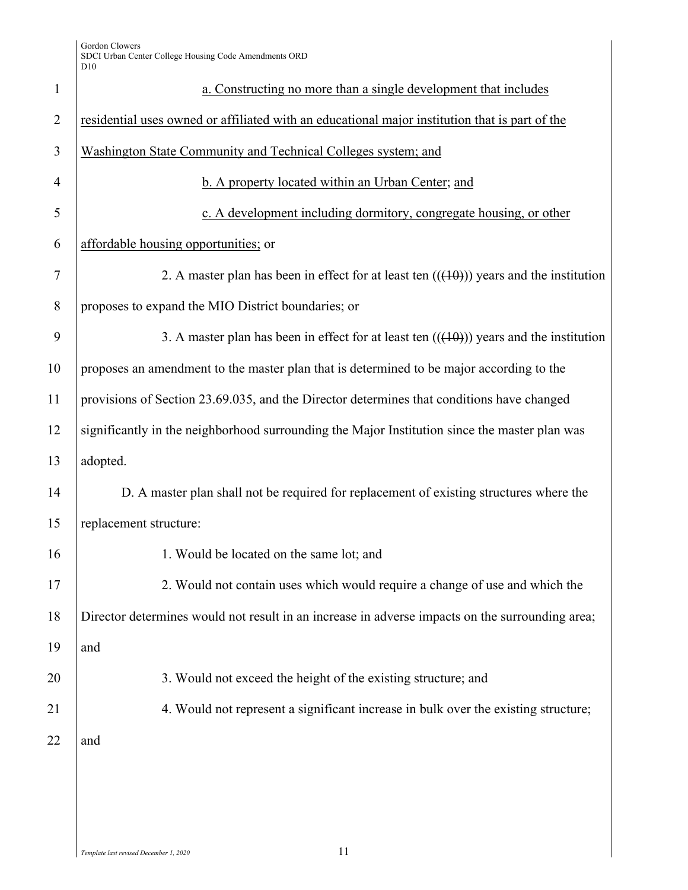a. Constructing no more than a single development that includes residential uses owned or affiliated with an educational major institution that is part of the Washington State Community and Technical Colleges system; and

b. A property located within an Urban Center; and

c. A development including dormitory, congregate housing, or other affordable housing opportunities; or

2. A master plan has been in effect for at least ten (((10))) years and the institution proposes to expand the MIO District boundaries; or

3. A master plan has been in effect for at least ten (((10))) years and the institution proposes an amendment to the master plan that is determined to be major according to the provisions of Section 23.69.035, and the Director determines that conditions have changed significantly in the neighborhood surrounding the Major Institution since the master plan was adopted.

D. A master plan shall not be required for replacement of existing structures where the replacement structure:

1. Would be located on the same lot; and

2. Would not contain uses which would require a change of use and which the Director determines would not result in an increase in adverse impacts on the surrounding area; and

3. Would not exceed the height of the existing structure; and

4. Would not represent a significant increase in bulk over the existing structure; and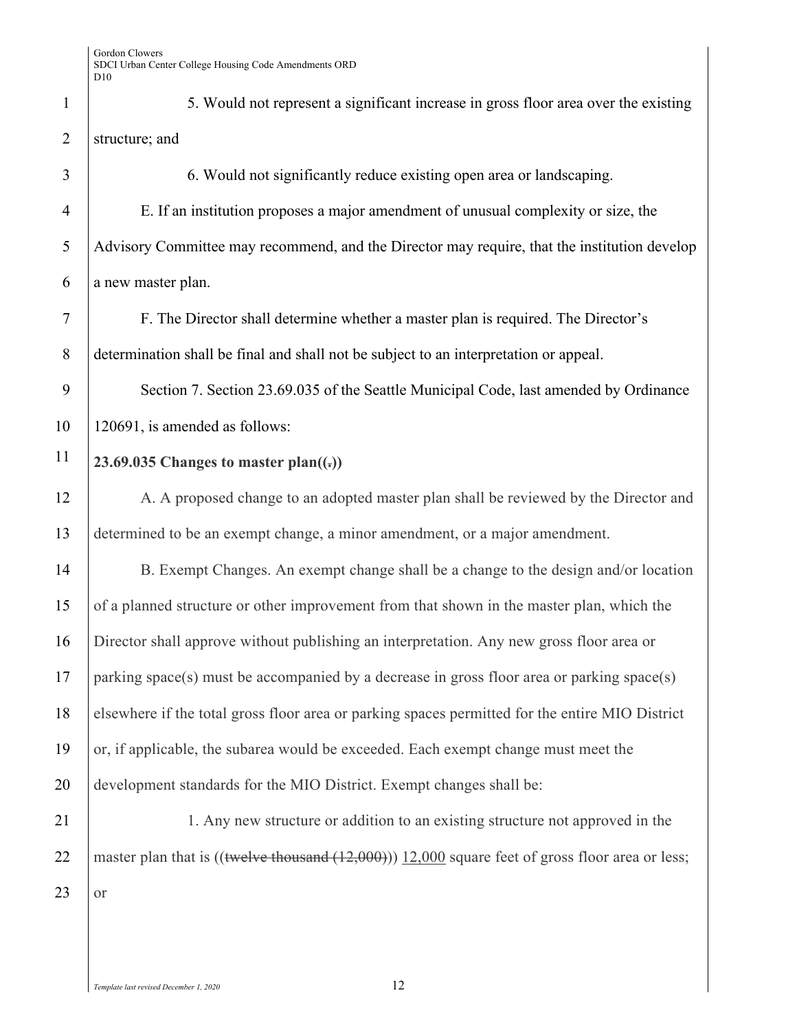5. Would not represent a significant increase in gross floor area over the existing structure; and

6. Would not significantly reduce existing open area or landscaping.

E. If an institution proposes a major amendment of unusual complexity or size, the Advisory Committee may recommend, and the Director may require, that the institution develop a new master plan.

F. The Director shall determine whether a master plan is required. The Director's determination shall be final and shall not be subject to an interpretation or appeal.

Section 7. Section 23.69.035 of the Seattle Municipal Code, last amended by Ordinance 120691, is amended as follows:

**23.69.035 Changes to master plan((~~.~~))**

A. A proposed change to an adopted master plan shall be reviewed by the Director and determined to be an exempt change, a minor amendment, or a major amendment.

B. Exempt Changes. An exempt change shall be a change to the design and/or location of a planned structure or other improvement from that shown in the master plan, which the Director shall approve without publishing an interpretation. Any new gross floor area or parking space(s) must be accompanied by a decrease in gross floor area or parking space(s) elsewhere if the total gross floor area or parking spaces permitted for the entire MIO District or, if applicable, the subarea would be exceeded. Each exempt change must meet the development standards for the MIO District. Exempt changes shall be:

1. Any new structure or addition to an existing structure not approved in the master plan that is ((~~twelve thousand (12,000)~~)) <u>12,000</u> square feet of gross floor area or less; or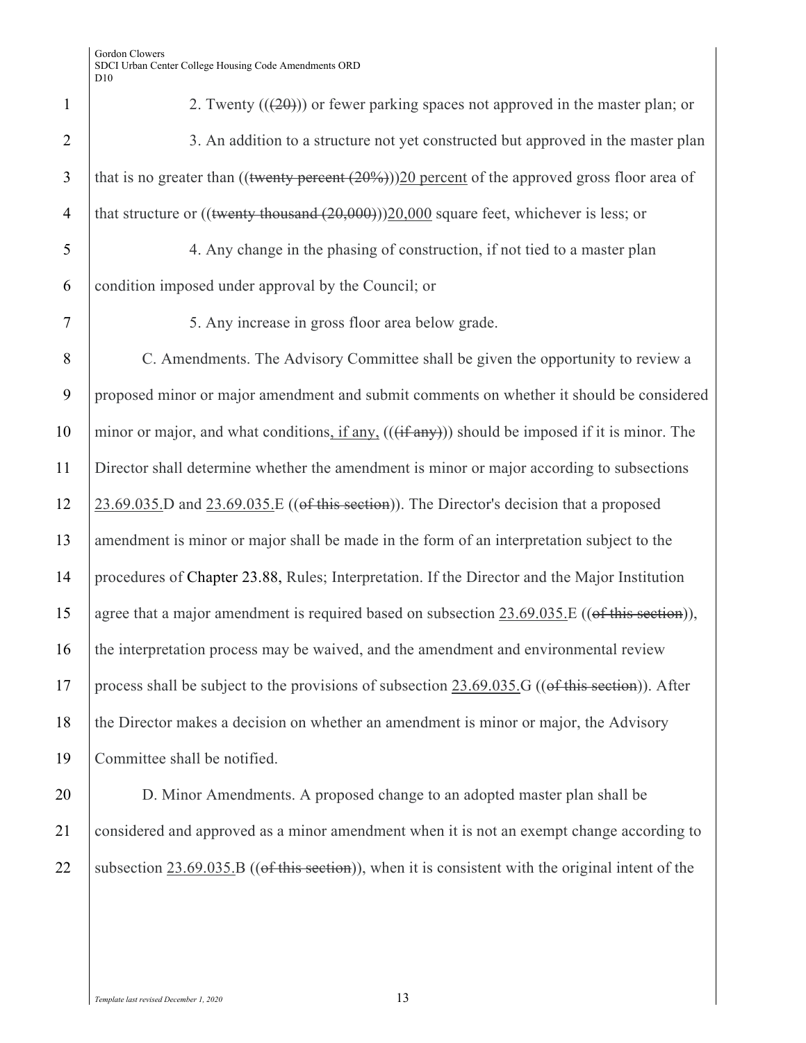2. Twenty ((~~(20)~~)) or fewer parking spaces not approved in the master plan; or

3. An addition to a structure not yet constructed but approved in the master plan that is no greater than ((~~twenty percent (20%)~~))20 percent of the approved gross floor area of that structure or ((~~twenty thousand (20,000)~~))20,000 square feet, whichever is less; or

4. Any change in the phasing of construction, if not tied to a master plan condition imposed under approval by the Council; or

5. Any increase in gross floor area below grade.

C. Amendments. The Advisory Committee shall be given the opportunity to review a proposed minor or major amendment and submit comments on whether it should be considered minor or major, and what conditions, if any, ((~~(if any)~~)) should be imposed if it is minor. The Director shall determine whether the amendment is minor or major according to subsections 23.69.035.D and 23.69.035.E ((~~of this section~~)). The Director's decision that a proposed amendment is minor or major shall be made in the form of an interpretation subject to the procedures of Chapter 23.88, Rules; Interpretation. If the Director and the Major Institution agree that a major amendment is required based on subsection 23.69.035.E ((~~of this section~~)), the interpretation process may be waived, and the amendment and environmental review process shall be subject to the provisions of subsection 23.69.035.G ((~~of this section~~)). After the Director makes a decision on whether an amendment is minor or major, the Advisory Committee shall be notified.

D. Minor Amendments. A proposed change to an adopted master plan shall be considered and approved as a minor amendment when it is not an exempt change according to subsection 23.69.035.B ((~~of this section~~)), when it is consistent with the original intent of the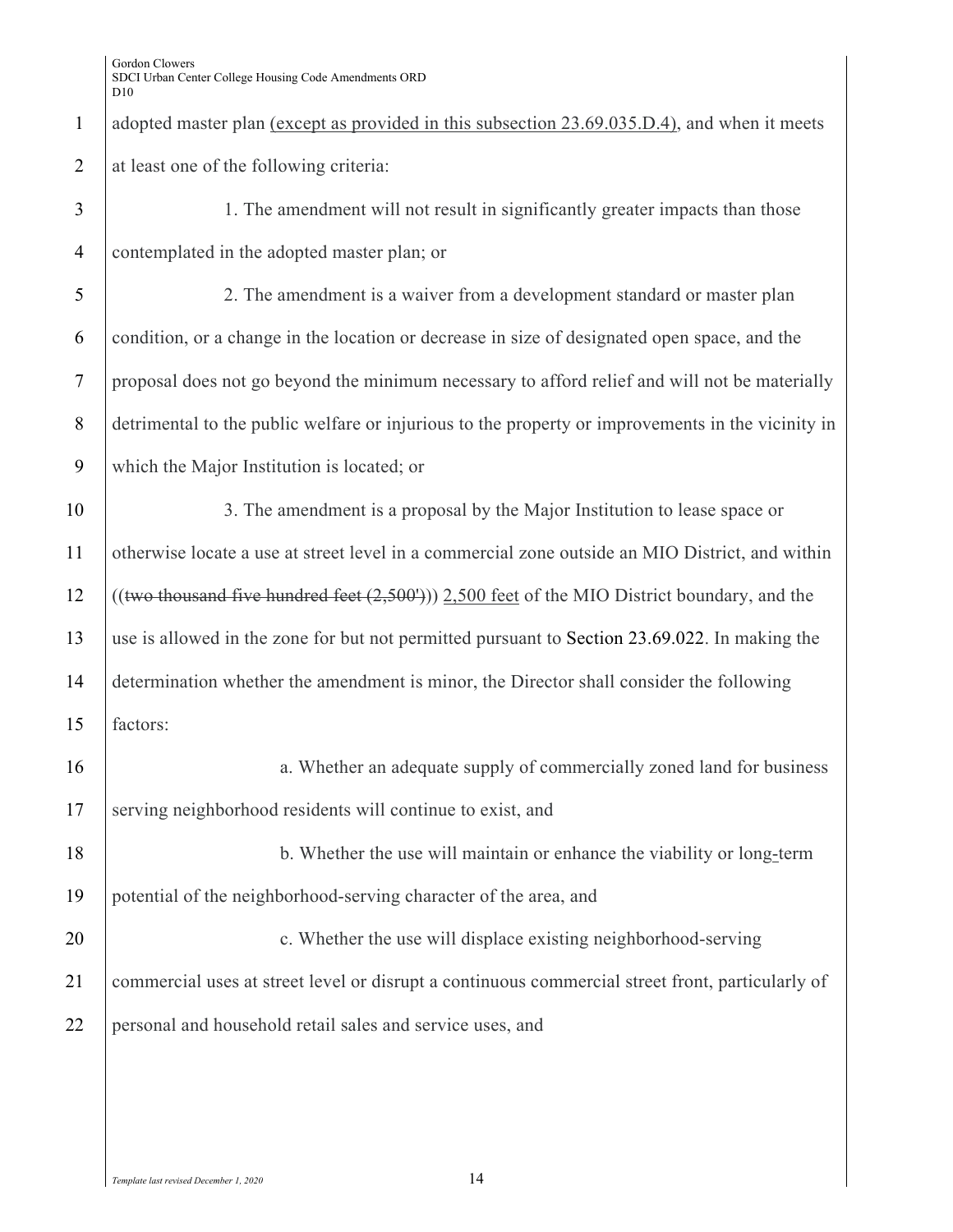adopted master plan <u>(except as provided in this subsection 23.69.035.D.4)</u>, and when it meets at least one of the following criteria:

1. The amendment will not result in significantly greater impacts than those contemplated in the adopted master plan; or

2. The amendment is a waiver from a development standard or master plan condition, or a change in the location or decrease in size of designated open space, and the proposal does not go beyond the minimum necessary to afford relief and will not be materially detrimental to the public welfare or injurious to the property or improvements in the vicinity in which the Major Institution is located; or

3. The amendment is a proposal by the Major Institution to lease space or otherwise locate a use at street level in a commercial zone outside an MIO District, and within ((~~two thousand five hundred feet (2,500')~~)) <u>2,500 feet</u> of the MIO District boundary, and the use is allowed in the zone for but not permitted pursuant to Section 23.69.022. In making the determination whether the amendment is minor, the Director shall consider the following factors:

a. Whether an adequate supply of commercially zoned land for business serving neighborhood residents will continue to exist, and

b. Whether the use will maintain or enhance the viability or long<u>-</u>term potential of the neighborhood-serving character of the area, and

c. Whether the use will displace existing neighborhood-serving commercial uses at street level or disrupt a continuous commercial street front, particularly of personal and household retail sales and service uses, and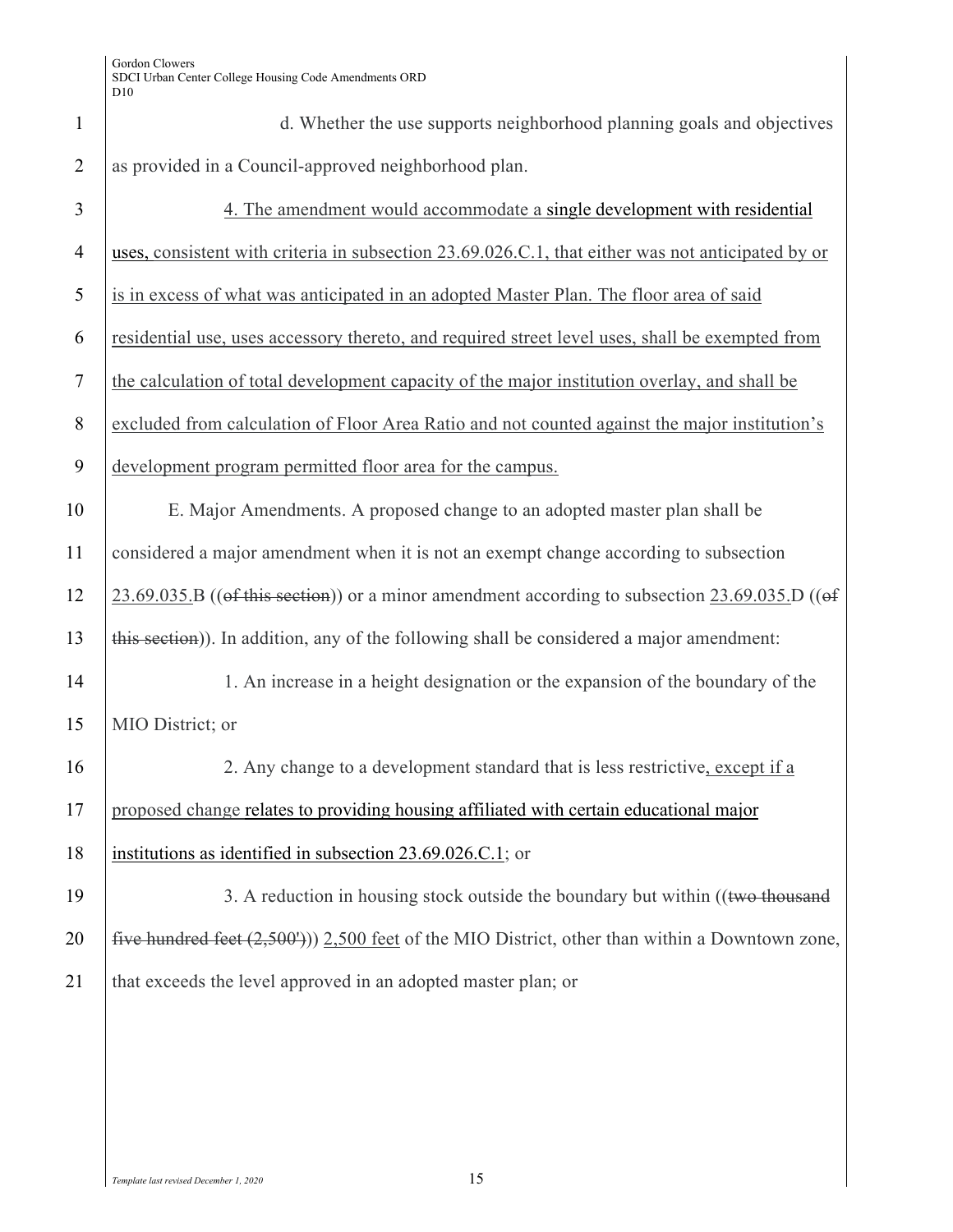d. Whether the use supports neighborhood planning goals and objectives as provided in a Council-approved neighborhood plan.

4. The amendment would accommodate a single development with residential uses, consistent with criteria in subsection 23.69.026.C.1, that either was not anticipated by or is in excess of what was anticipated in an adopted Master Plan. The floor area of said residential use, uses accessory thereto, and required street level uses, shall be exempted from the calculation of total development capacity of the major institution overlay, and shall be excluded from calculation of Floor Area Ratio and not counted against the major institution's development program permitted floor area for the campus.

E. Major Amendments. A proposed change to an adopted master plan shall be considered a major amendment when it is not an exempt change according to subsection 23.69.035.B ((~~of this section~~)) or a minor amendment according to subsection 23.69.035.D ((~~of this section~~)). In addition, any of the following shall be considered a major amendment:

1. An increase in a height designation or the expansion of the boundary of the MIO District; or

2. Any change to a development standard that is less restrictive, except if a proposed change relates to providing housing affiliated with certain educational major institutions as identified in subsection 23.69.026.C.1; or

3. A reduction in housing stock outside the boundary but within ((~~two thousand five hundred feet (2,500')~~)) 2,500 feet of the MIO District, other than within a Downtown zone, that exceeds the level approved in an adopted master plan; or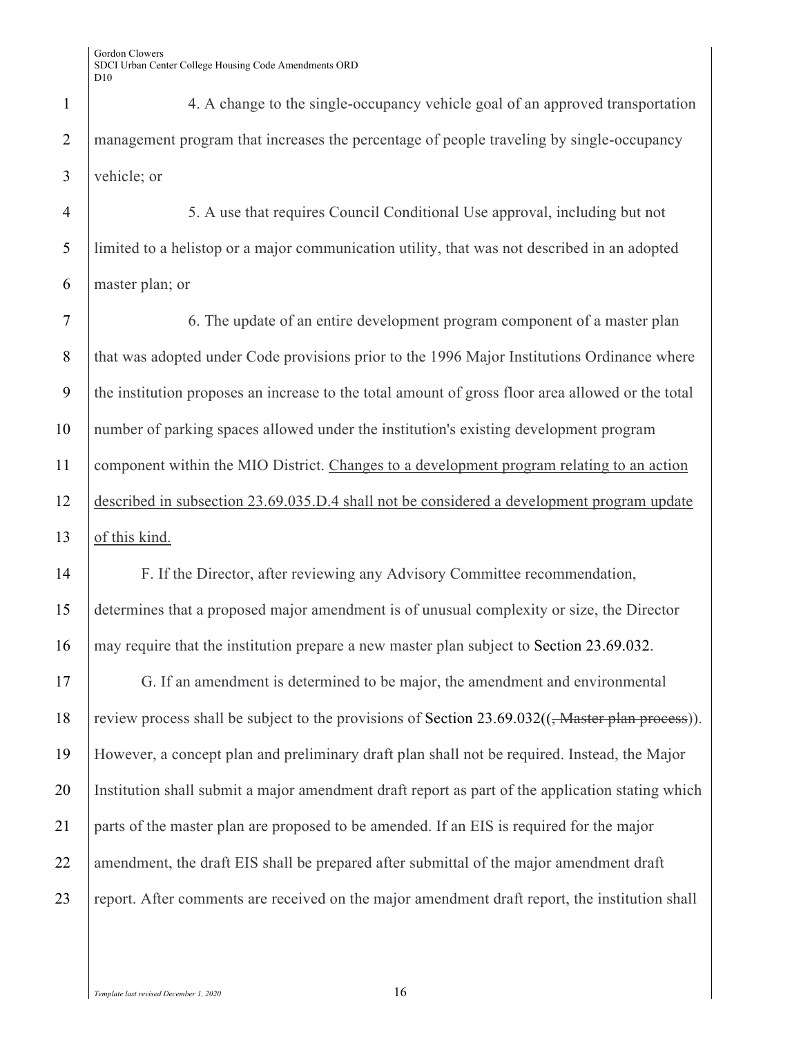4. A change to the single-occupancy vehicle goal of an approved transportation management program that increases the percentage of people traveling by single-occupancy vehicle; or

5. A use that requires Council Conditional Use approval, including but not limited to a helistop or a major communication utility, that was not described in an adopted master plan; or

6. The update of an entire development program component of a master plan that was adopted under Code provisions prior to the 1996 Major Institutions Ordinance where the institution proposes an increase to the total amount of gross floor area allowed or the total number of parking spaces allowed under the institution's existing development program component within the MIO District. <u>Changes to a development program relating to an action described in subsection 23.69.035.D.4 shall not be considered a development program update of this kind.</u>

F. If the Director, after reviewing any Advisory Committee recommendation, determines that a proposed major amendment is of unusual complexity or size, the Director may require that the institution prepare a new master plan subject to Section 23.69.032.

G. If an amendment is determined to be major, the amendment and environmental review process shall be subject to the provisions of Section 23.69.032((~~, Master plan process~~)). However, a concept plan and preliminary draft plan shall not be required. Instead, the Major Institution shall submit a major amendment draft report as part of the application stating which parts of the master plan are proposed to be amended. If an EIS is required for the major amendment, the draft EIS shall be prepared after submittal of the major amendment draft report. After comments are received on the major amendment draft report, the institution shall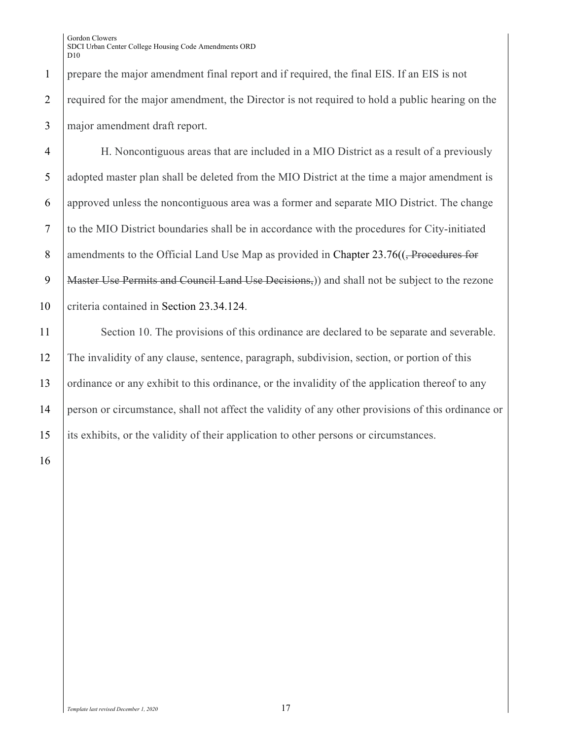prepare the major amendment final report and if required, the final EIS. If an EIS is not required for the major amendment, the Director is not required to hold a public hearing on the major amendment draft report.

H. Noncontiguous areas that are included in a MIO District as a result of a previously adopted master plan shall be deleted from the MIO District at the time a major amendment is approved unless the noncontiguous area was a former and separate MIO District. The change to the MIO District boundaries shall be in accordance with the procedures for City-initiated amendments to the Official Land Use Map as provided in Chapter 23.76((~~, Procedures for Master Use Permits and Council Land Use Decisions,~~)) and shall not be subject to the rezone criteria contained in Section 23.34.124.

Section 10. The provisions of this ordinance are declared to be separate and severable. The invalidity of any clause, sentence, paragraph, subdivision, section, or portion of this ordinance or any exhibit to this ordinance, or the invalidity of the application thereof to any person or circumstance, shall not affect the validity of any other provisions of this ordinance or its exhibits, or the validity of their application to other persons or circumstances.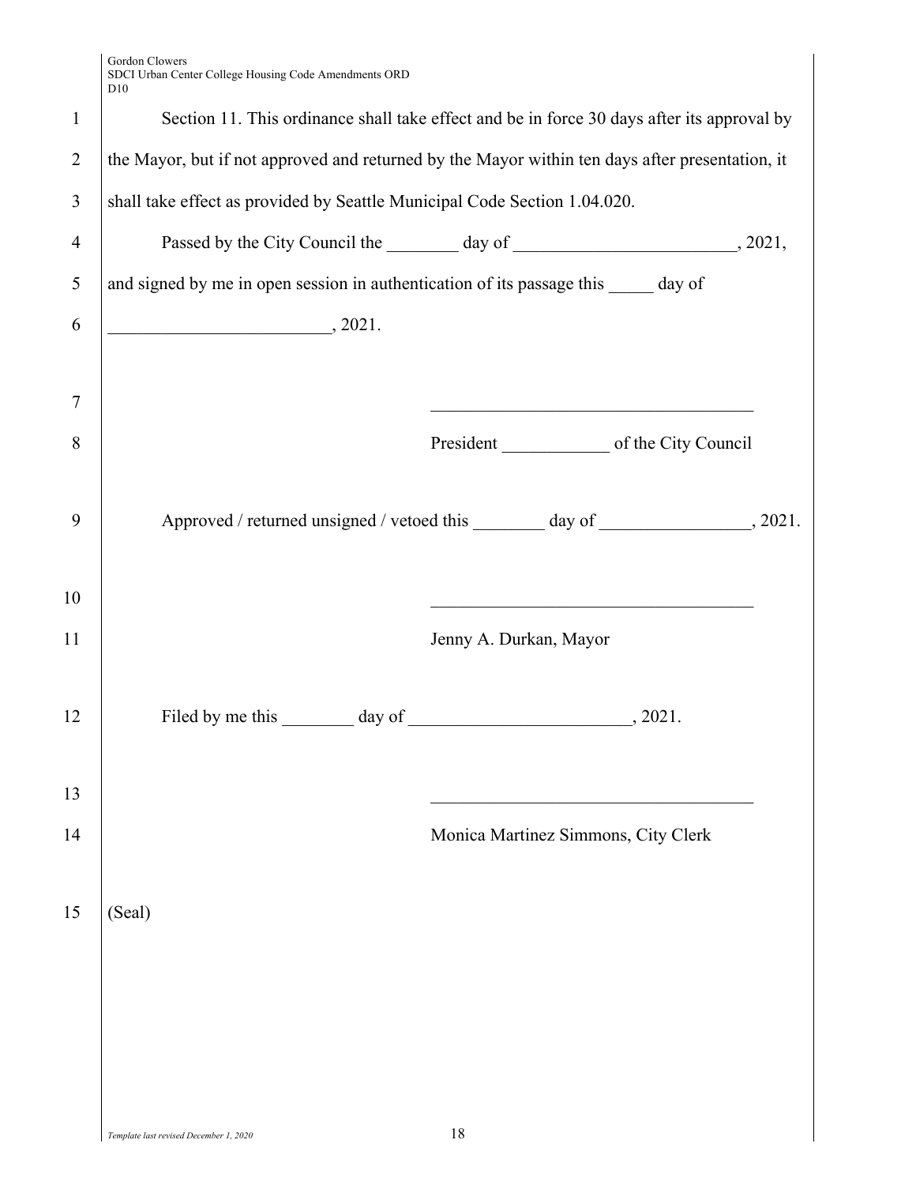Section 11. This ordinance shall take effect and be in force 30 days after its approval by the Mayor, but if not approved and returned by the Mayor within ten days after presentation, it shall take effect as provided by Seattle Municipal Code Section 1.04.020.

Passed by the City Council the ________ day of _________________________, 2021, and signed by me in open session in authentication of its passage this _____ day of _________________________, 2021.

____________________________________

President ____________ of the City Council

Approved / returned unsigned / vetoed this ________ day of _________________, 2021.

____________________________________

Jenny A. Durkan, Mayor

Filed by me this ________ day of _________________________, 2021.

____________________________________

Monica Martinez Simmons, City Clerk

(Seal)